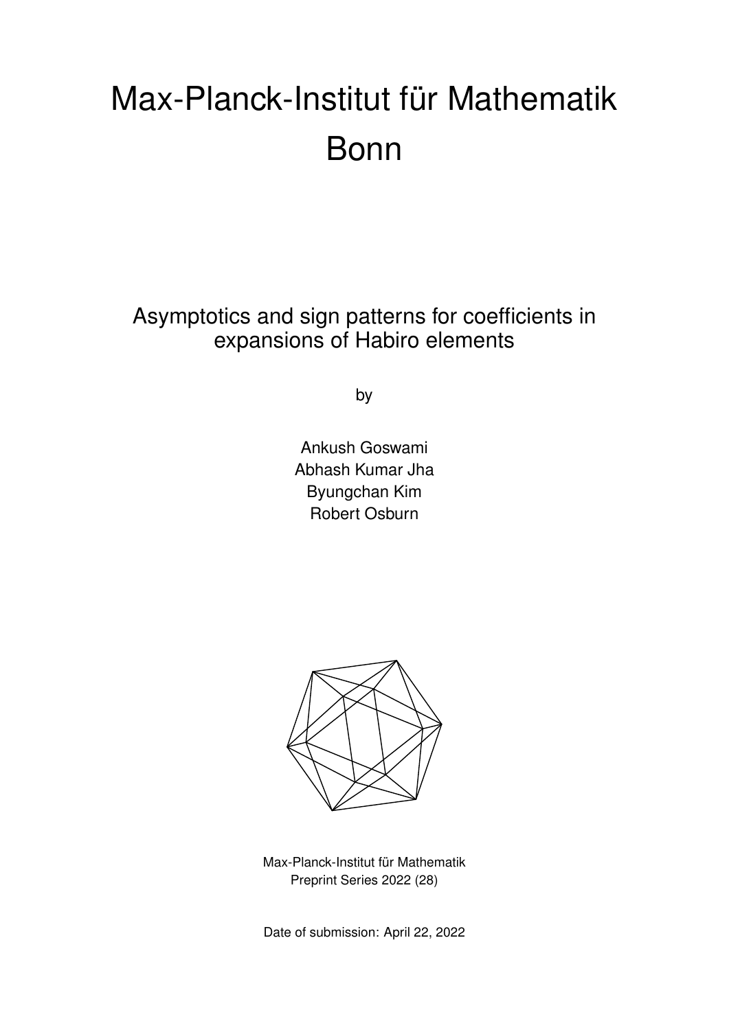# Max-Planck-Institut für Mathematik Bonn

## Asymptotics and sign patterns for coefficients in expansions of Habiro elements

by

Ankush Goswami
Abhash Kumar Jha
Byungchan Kim
Robert Osburn

Max-Planck-Institut für Mathematik
Preprint Series 2022 (28)

Date of submission: April 22, 2022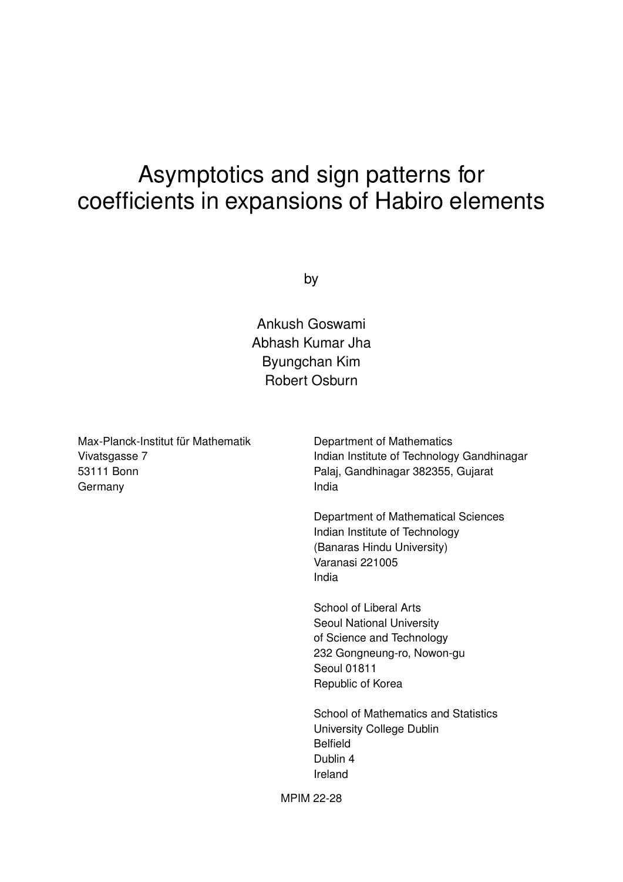# Asymptotics and sign patterns for coefficients in expansions of Habiro elements

by

Ankush Goswami
Abhash Kumar Jha
Byungchan Kim
Robert Osburn

Max-Planck-Institut für Mathematik
Vivatsgasse 7
53111 Bonn
Germany

Department of Mathematics
Indian Institute of Technology Gandhinagar
Palaj, Gandhinagar 382355, Gujarat
India

Department of Mathematical Sciences
Indian Institute of Technology
(Banaras Hindu University)
Varanasi 221005
India

School of Liberal Arts
Seoul National University
of Science and Technology
232 Gongneung-ro, Nowon-gu
Seoul 01811
Republic of Korea

School of Mathematics and Statistics
University College Dublin
Belfield
Dublin 4
Ireland

MPIM 22-28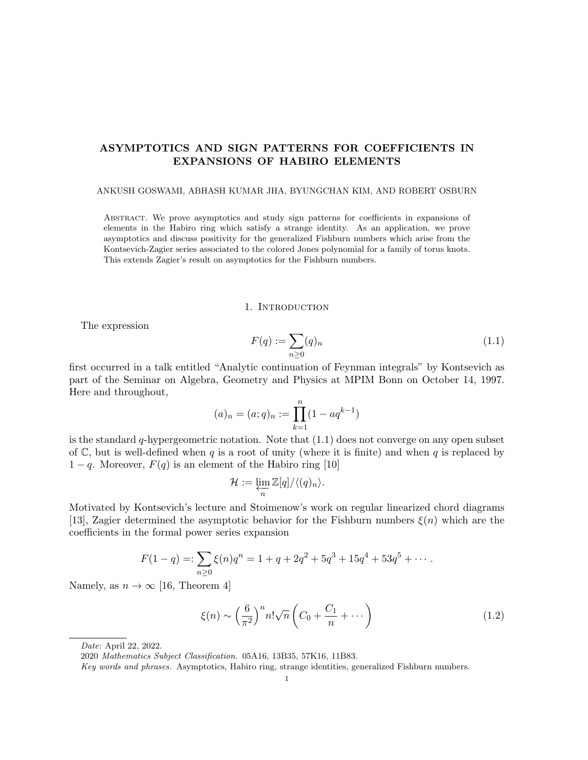# ASYMPTOTICS AND SIGN PATTERNS FOR COEFFICIENTS IN EXPANSIONS OF HABIRO ELEMENTS

ANKUSH GOSWAMI, ABHASH KUMAR JHA, BYUNGCHAN KIM, AND ROBERT OSBURN

Abstract. We prove asymptotics and study sign patterns for coefficients in expansions of elements in the Habiro ring which satisfy a strange identity. As an application, we prove asymptotics and discuss positivity for the generalized Fishburn numbers which arise from the Kontsevich-Zagier series associated to the colored Jones polynomial for a family of torus knots. This extends Zagier's result on asymptotics for the Fishburn numbers.

## 1. Introduction

The expression

$$F(q) := \sum_{n\geq 0} (q)_n \tag{1.1}$$

first occurred in a talk entitled "Analytic continuation of Feynman integrals" by Kontsevich as part of the Seminar on Algebra, Geometry and Physics at MPIM Bonn on October 14, 1997. Here and throughout,

$$(a)_n = (a;q)_n := \prod_{k=1}^{n} (1 - aq^{k-1})$$

is the standard $q$-hypergeometric notation. Note that (1.1) does not converge on any open subset of $\mathbb{C}$, but is well-defined when $q$ is a root of unity (where it is finite) and when $q$ is replaced by $1-q$. Moreover, $F(q)$ is an element of the Habiro ring [10]

$$\mathcal{H} := \varprojlim_{n} \mathbb{Z}[q]/\langle (q)_n \rangle.$$

Motivated by Kontsevich's lecture and Stoimenow's work on regular linearized chord diagrams [13], Zagier determined the asymptotic behavior for the Fishburn numbers $\xi(n)$ which are the coefficients in the formal power series expansion

$$F(1-q) =: \sum_{n\geq 0} \xi(n) q^n = 1 + q + 2q^2 + 5q^3 + 15q^4 + 53q^5 + \cdots.$$

Namely, as $n \to \infty$ [16, Theorem 4]

$$\xi(n) \sim \left(\frac{6}{\pi^2}\right)^n n! \sqrt{n} \left( C_0 + \frac{C_1}{n} + \cdots \right) \tag{1.2}$$

*Date*: April 22, 2022.

2020 *Mathematics Subject Classification.* 05A16, 13B35, 57K16, 11B83.

*Key words and phrases.* Asymptotics, Habiro ring, strange identities, generalized Fishburn numbers.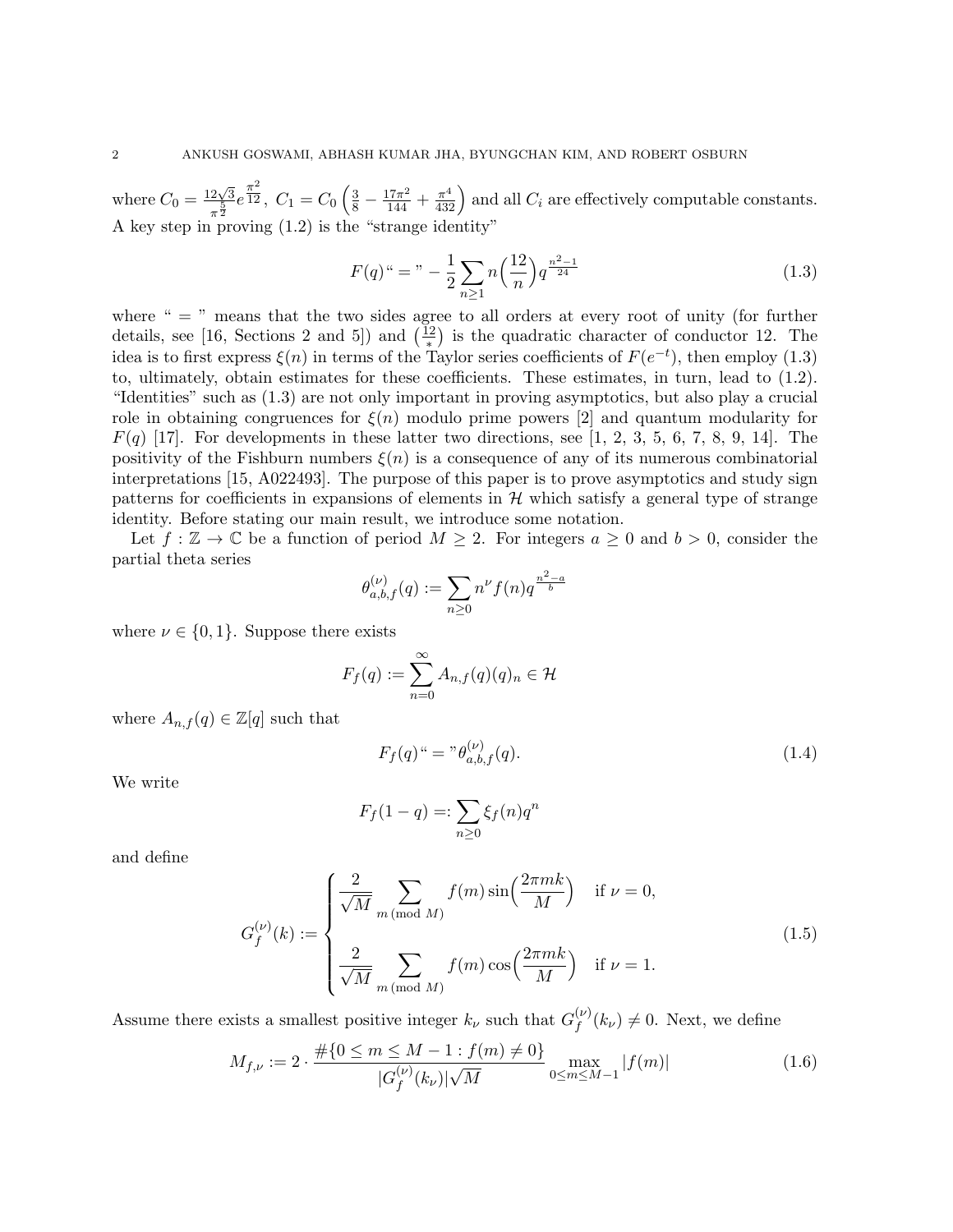where $C_0 = \frac{12\sqrt{3}}{\pi^{\frac{5}{2}}} e^{\frac{\pi^2}{12}}$, $C_1 = C_0 \left( \frac{3}{8} - \frac{17\pi^2}{144} + \frac{\pi^4}{432} \right)$ and all $C_i$ are effectively computable constants. A key step in proving (1.2) is the "strange identity"

$$F(q) \text{ “ = ” } -\frac{1}{2} \sum_{n \geq 1} n \Big( \frac{12}{n} \Big) q^{\frac{n^2-1}{24}} \tag{1.3}$$

where " = " means that the two sides agree to all orders at every root of unity (for further details, see [16, Sections 2 and 5]) and $\big(\frac{12}{*}\big)$ is the quadratic character of conductor 12. The idea is to first express $\xi(n)$ in terms of the Taylor series coefficients of $F(e^{-t})$, then employ (1.3) to, ultimately, obtain estimates for these coefficients. These estimates, in turn, lead to (1.2). "Identities" such as (1.3) are not only important in proving asymptotics, but also play a crucial role in obtaining congruences for $\xi(n)$ modulo prime powers [2] and quantum modularity for $F(q)$ [17]. For developments in these latter two directions, see [1, 2, 3, 5, 6, 7, 8, 9, 14]. The positivity of the Fishburn numbers $\xi(n)$ is a consequence of any of its numerous combinatorial interpretations [15, A022493]. The purpose of this paper is to prove asymptotics and study sign patterns for coefficients in expansions of elements in $\mathcal{H}$ which satisfy a general type of strange identity. Before stating our main result, we introduce some notation.

Let $f : \mathbb{Z} \to \mathbb{C}$ be a function of period $M \geq 2$. For integers $a \geq 0$ and $b > 0$, consider the partial theta series

$$\theta^{(\nu)}_{a,b,f}(q) := \sum_{n \geq 0} n^{\nu} f(n) q^{\frac{n^2-a}{b}}$$

where $\nu \in \{0, 1\}$. Suppose there exists

$$F_f(q) := \sum_{n=0}^{\infty} A_{n,f}(q)(q)_n \in \mathcal{H}$$

where $A_{n,f}(q) \in \mathbb{Z}[q]$ such that

$$F_f(q) \text{ “ = ” } \theta^{(\nu)}_{a,b,f}(q). \tag{1.4}$$

We write

$$F_f(1-q) =: \sum_{n \geq 0} \xi_f(n) q^n$$

and define

$$G^{(\nu)}_f(k) := \begin{cases} \dfrac{2}{\sqrt{M}} \displaystyle\sum_{m \pmod{M}} f(m) \sin\Big(\frac{2\pi m k}{M}\Big) & \text{if } \nu = 0, \\[2ex] \dfrac{2}{\sqrt{M}} \displaystyle\sum_{m \pmod{M}} f(m) \cos\Big(\frac{2\pi m k}{M}\Big) & \text{if } \nu = 1. \end{cases} \tag{1.5}$$

Assume there exists a smallest positive integer $k_\nu$ such that $G^{(\nu)}_f(k_\nu) \neq 0$. Next, we define

$$M_{f,\nu} := 2 \cdot \frac{\#\{0 \leq m \leq M-1 : f(m) \neq 0\}}{|G^{(\nu)}_f(k_\nu)| \sqrt{M}} \max_{0 \leq m \leq M-1} |f(m)| \tag{1.6}$$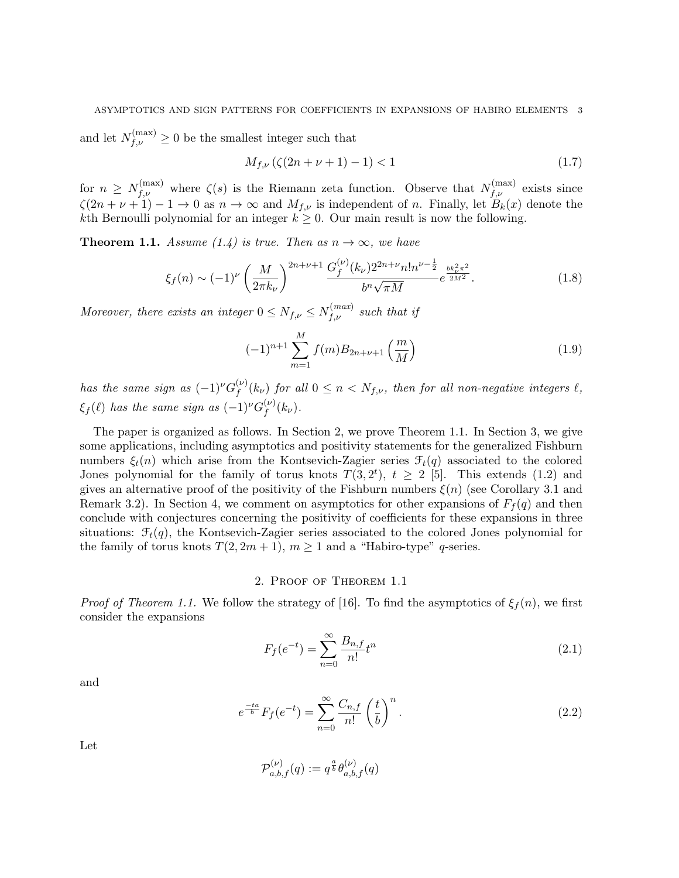and let $N_{f,\nu}^{(\max)} \geq 0$ be the smallest integer such that

$$M_{f,\nu} \left( \zeta(2n+\nu+1) - 1 \right) < 1 \tag{1.7}$$

for $n \geq N_{f,\nu}^{(\max)}$ where $\zeta(s)$ is the Riemann zeta function. Observe that $N_{f,\nu}^{(\max)}$ exists since $\zeta(2n+\nu+1) - 1 \to 0$ as $n \to \infty$ and $M_{f,\nu}$ is independent of $n$. Finally, let $B_k(x)$ denote the $k$th Bernoulli polynomial for an integer $k \geq 0$. Our main result is now the following.

**Theorem 1.1.** *Assume (1.4) is true. Then as $n \to \infty$, we have*

$$\xi_f(n) \sim (-1)^{\nu} \left( \frac{M}{2\pi k_\nu} \right)^{2n+\nu+1} \frac{G_f^{(\nu)}(k_\nu) 2^{2n+\nu} n! n^{\nu - \frac{1}{2}}}{b^n \sqrt{\pi M}} e^{\frac{b k_\nu^2 \pi^2}{2M^2}}. \tag{1.8}$$

*Moreover, there exists an integer $0 \leq N_{f,\nu} \leq N_{f,\nu}^{(max)}$ such that if*

$$(-1)^{n+1} \sum_{m=1}^{M} f(m) B_{2n+\nu+1}\left( \frac{m}{M} \right) \tag{1.9}$$

*has the same sign as $(-1)^{\nu} G_f^{(\nu)}(k_\nu)$ for all $0 \leq n < N_{f,\nu}$, then for all non-negative integers $\ell$, $\xi_f(\ell)$ has the same sign as $(-1)^{\nu} G_f^{(\nu)}(k_\nu)$.*

The paper is organized as follows. In Section 2, we prove Theorem 1.1. In Section 3, we give some applications, including asymptotics and positivity statements for the generalized Fishburn numbers $\xi_t(n)$ which arise from the Kontsevich-Zagier series $\mathcal{F}_t(q)$ associated to the colored Jones polynomial for the family of torus knots $T(3, 2^t)$, $t \geq 2$ [5]. This extends (1.2) and gives an alternative proof of the positivity of the Fishburn numbers $\xi(n)$ (see Corollary 3.1 and Remark 3.2). In Section 4, we comment on asymptotics for other expansions of $F_f(q)$ and then conclude with conjectures concerning the positivity of coefficients for these expansions in three situations: $\mathcal{F}_t(q)$, the Kontsevich-Zagier series associated to the colored Jones polynomial for the family of torus knots $T(2, 2m+1)$, $m \geq 1$ and a "Habiro-type" $q$-series.

## 2. Proof of Theorem 1.1

*Proof of Theorem 1.1.* We follow the strategy of [16]. To find the asymptotics of $\xi_f(n)$, we first consider the expansions

$$F_f(e^{-t}) = \sum_{n=0}^{\infty} \frac{B_{n,f}}{n!} t^n \tag{2.1}$$

and

$$e^{\frac{-ta}{b}} F_f(e^{-t}) = \sum_{n=0}^{\infty} \frac{C_{n,f}}{n!} \left( \frac{t}{b} \right)^n. \tag{2.2}$$

Let

$$\mathcal{P}_{a,b,f}^{(\nu)}(q) := q^{\frac{a}{b}} \theta_{a,b,f}^{(\nu)}(q)$$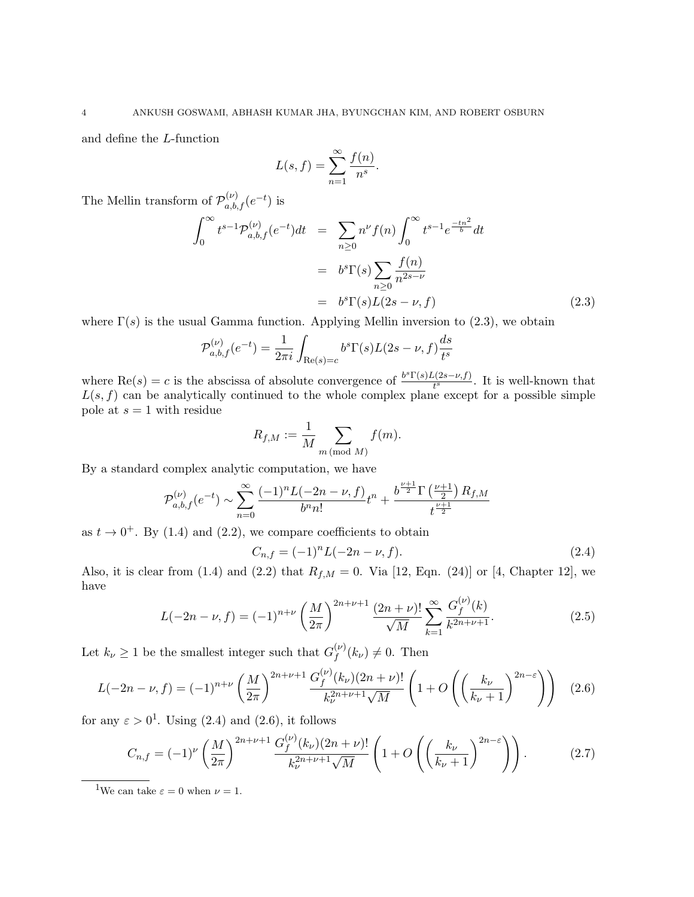and define the $L$-function

$$L(s,f) = \sum_{n=1}^{\infty} \frac{f(n)}{n^s}.$$

The Mellin transform of $\mathcal{P}^{(\nu)}_{a,b,f}(e^{-t})$ is

$$\begin{aligned}
\int_0^\infty t^{s-1}\mathcal{P}^{(\nu)}_{a,b,f}(e^{-t})dt &= \sum_{n\geq 0} n^\nu f(n) \int_0^\infty t^{s-1} e^{\frac{-tn^2}{b}} dt \\
&= b^s \Gamma(s) \sum_{n \geq 0} \frac{f(n)}{n^{2s-\nu}} \\
&= b^s \Gamma(s) L(2s-\nu, f) \qquad (2.3)
\end{aligned}$$

where $\Gamma(s)$ is the usual Gamma function. Applying Mellin inversion to (2.3), we obtain

$$\mathcal{P}^{(\nu)}_{a,b,f}(e^{-t}) = \frac{1}{2\pi i} \int_{\mathrm{Re}(s)=c} b^s \Gamma(s) L(2s-\nu, f) \frac{ds}{t^s}$$

where $\mathrm{Re}(s) = c$ is the abscissa of absolute convergence of $\frac{b^s\Gamma(s)L(2s-\nu,f)}{t^s}$. It is well-known that $L(s,f)$ can be analytically continued to the whole complex plane except for a possible simple pole at $s=1$ with residue

$$R_{f,M} := \frac{1}{M} \sum_{m \,(\mathrm{mod}\ M)} f(m).$$

By a standard complex analytic computation, we have

$$\mathcal{P}^{(\nu)}_{a,b,f}(e^{-t}) \sim \sum_{n=0}^{\infty} \frac{(-1)^n L(-2n-\nu, f)}{b^n n!} t^n + \frac{b^{\frac{\nu+1}{2}} \Gamma\left(\frac{\nu+1}{2}\right) R_{f,M}}{t^{\frac{\nu+1}{2}}}$$

as $t \to 0^+$. By (1.4) and (2.2), we compare coefficients to obtain

$$C_{n,f} = (-1)^n L(-2n-\nu, f). \qquad (2.4)$$

Also, it is clear from (1.4) and (2.2) that $R_{f,M} = 0$. Via [12, Eqn. (24)] or [4, Chapter 12], we have

$$L(-2n-\nu, f) = (-1)^{n+\nu} \left(\frac{M}{2\pi}\right)^{2n+\nu+1} \frac{(2n+\nu)!}{\sqrt{M}} \sum_{k=1}^{\infty} \frac{G_f^{(\nu)}(k)}{k^{2n+\nu+1}}. \qquad (2.5)$$

Let $k_\nu \geq 1$ be the smallest integer such that $G_f^{(\nu)}(k_\nu) \neq 0$. Then

$$L(-2n-\nu, f) = (-1)^{n+\nu} \left(\frac{M}{2\pi}\right)^{2n+\nu+1} \frac{G_f^{(\nu)}(k_\nu)(2n+\nu)!}{k_\nu^{2n+\nu+1}\sqrt{M}} \left(1 + O\left(\left(\frac{k_\nu}{k_\nu+1}\right)^{2n-\varepsilon}\right)\right) \qquad (2.6)$$

for any $\varepsilon > 0$[1]. Using (2.4) and (2.6), it follows

$$C_{n,f} = (-1)^{\nu} \left(\frac{M}{2\pi}\right)^{2n+\nu+1} \frac{G_f^{(\nu)}(k_\nu)(2n+\nu)!}{k_\nu^{2n+\nu+1}\sqrt{M}} \left(1 + O\left(\left(\frac{k_\nu}{k_\nu+1}\right)^{2n-\varepsilon}\right)\right). \qquad (2.7)$$

[1] We can take $\varepsilon = 0$ when $\nu = 1$.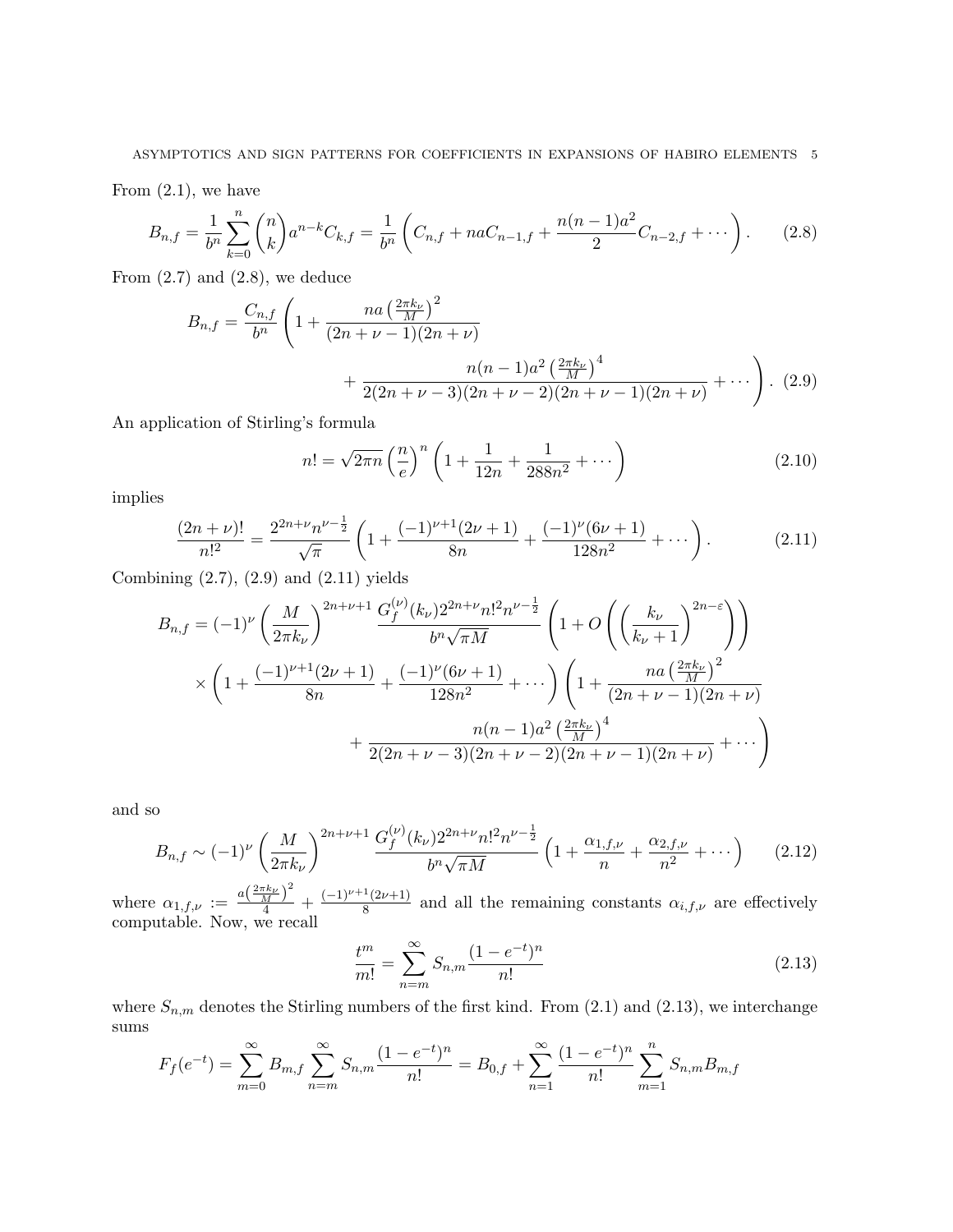From (2.1), we have

$$B_{n,f} = \frac{1}{b^n}\sum_{k=0}^{n}\binom{n}{k}a^{n-k}C_{k,f} = \frac{1}{b^n}\left(C_{n,f} + naC_{n-1,f} + \frac{n(n-1)a^2}{2}C_{n-2,f} + \cdots\right). \tag{2.8}$$

From (2.7) and (2.8), we deduce

$$B_{n,f} = \frac{C_{n,f}}{b^n}\left(1 + \frac{na\left(\frac{2\pi k_\nu}{M}\right)^2}{(2n+\nu-1)(2n+\nu)} + \frac{n(n-1)a^2\left(\frac{2\pi k_\nu}{M}\right)^4}{2(2n+\nu-3)(2n+\nu-2)(2n+\nu-1)(2n+\nu)} + \cdots\right). \tag{2.9}$$

An application of Stirling's formula

$$n! = \sqrt{2\pi n}\left(\frac{n}{e}\right)^n\left(1 + \frac{1}{12n} + \frac{1}{288n^2} + \cdots\right) \tag{2.10}$$

implies

$$\frac{(2n+\nu)!}{n!^2} = \frac{2^{2n+\nu}n^{\nu-\frac{1}{2}}}{\sqrt{\pi}}\left(1 + \frac{(-1)^{\nu+1}(2\nu+1)}{8n} + \frac{(-1)^\nu(6\nu+1)}{128n^2} + \cdots\right). \tag{2.11}$$

Combining (2.7), (2.9) and (2.11) yields

$$\begin{aligned}
B_{n,f} = (-1)^\nu\left(\frac{M}{2\pi k_\nu}\right)^{2n+\nu+1} &\frac{G_f^{(\nu)}(k_\nu)2^{2n+\nu}n!^2n^{\nu-\frac{1}{2}}}{b^n\sqrt{\pi M}}\left(1 + O\left(\left(\frac{k_\nu}{k_\nu+1}\right)^{2n-\varepsilon}\right)\right)\\
&\times\left(1 + \frac{(-1)^{\nu+1}(2\nu+1)}{8n} + \frac{(-1)^\nu(6\nu+1)}{128n^2} + \cdots\right)\left(1 + \frac{na\left(\frac{2\pi k_\nu}{M}\right)^2}{(2n+\nu-1)(2n+\nu)}\right.\\
&\left. + \frac{n(n-1)a^2\left(\frac{2\pi k_\nu}{M}\right)^4}{2(2n+\nu-3)(2n+\nu-2)(2n+\nu-1)(2n+\nu)} + \cdots\right)
\end{aligned}$$

and so

$$B_{n,f} \sim (-1)^\nu\left(\frac{M}{2\pi k_\nu}\right)^{2n+\nu+1}\frac{G_f^{(\nu)}(k_\nu)2^{2n+\nu}n!^2n^{\nu-\frac{1}{2}}}{b^n\sqrt{\pi M}}\left(1 + \frac{\alpha_{1,f,\nu}}{n} + \frac{\alpha_{2,f,\nu}}{n^2} + \cdots\right) \tag{2.12}$$

where $\alpha_{1,f,\nu} := \frac{a\left(\frac{2\pi k_\nu}{M}\right)^2}{4} + \frac{(-1)^{\nu+1}(2\nu+1)}{8}$ and all the remaining constants $\alpha_{i,f,\nu}$ are effectively computable. Now, we recall

$$\frac{t^m}{m!} = \sum_{n=m}^{\infty} S_{n,m}\frac{(1-e^{-t})^n}{n!} \tag{2.13}$$

where $S_{n,m}$ denotes the Stirling numbers of the first kind. From (2.1) and (2.13), we interchange sums

$$F_f(e^{-t}) = \sum_{m=0}^{\infty} B_{m,f}\sum_{n=m}^{\infty} S_{n,m}\frac{(1-e^{-t})^n}{n!} = B_{0,f} + \sum_{n=1}^{\infty}\frac{(1-e^{-t})^n}{n!}\sum_{m=1}^{n} S_{n,m}B_{m,f}$$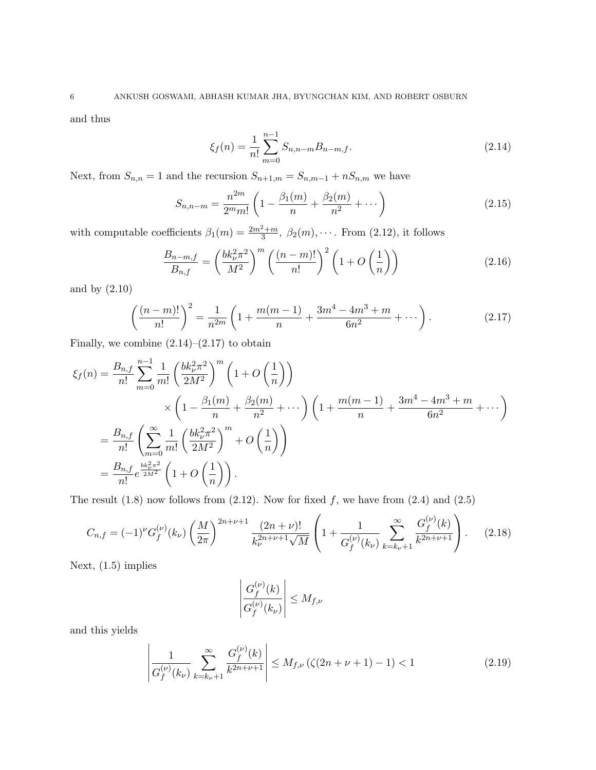and thus

$$\xi_f(n) = \frac{1}{n!} \sum_{m=0}^{n-1} S_{n,n-m} B_{n-m,f}. \tag{2.14}$$

Next, from $S_{n,n} = 1$ and the recursion $S_{n+1,m} = S_{n,m-1} + nS_{n,m}$ we have

$$S_{n,n-m} = \frac{n^{2m}}{2^m m!} \left(1 - \frac{\beta_1(m)}{n} + \frac{\beta_2(m)}{n^2} + \cdots \right) \tag{2.15}$$

with computable coefficients $\beta_1(m) = \frac{2m^2+m}{3}$, $\beta_2(m), \cdots$. From (2.12), it follows

$$\frac{B_{n-m,f}}{B_{n,f}} = \left(\frac{bk_\nu^2 \pi^2}{M^2}\right)^m \left(\frac{(n-m)!}{n!}\right)^2 \left(1 + O\left(\frac{1}{n}\right)\right) \tag{2.16}$$

and by (2.10)

$$\left(\frac{(n-m)!}{n!}\right)^2 = \frac{1}{n^{2m}} \left(1 + \frac{m(m-1)}{n} + \frac{3m^4 - 4m^3 + m}{6n^2} + \cdots \right). \tag{2.17}$$

Finally, we combine (2.14)–(2.17) to obtain

$$\begin{aligned}
\xi_f(n) &= \frac{B_{n,f}}{n!} \sum_{m=0}^{n-1} \frac{1}{m!} \left(\frac{bk_\nu^2\pi^2}{2M^2}\right)^m \left(1 + O\left(\frac{1}{n}\right)\right) \\
&\qquad \times \left(1 - \frac{\beta_1(m)}{n} + \frac{\beta_2(m)}{n^2} + \cdots\right) \left(1 + \frac{m(m-1)}{n} + \frac{3m^4 - 4m^3 + m}{6n^2} + \cdots\right) \\
&= \frac{B_{n,f}}{n!} \left(\sum_{m=0}^{\infty} \frac{1}{m!} \left(\frac{bk_\nu^2\pi^2}{2M^2}\right)^m + O\left(\frac{1}{n}\right)\right) \\
&= \frac{B_{n,f}}{n!} e^{\frac{bk_\nu^2\pi^2}{2M^2}} \left(1 + O\left(\frac{1}{n}\right)\right).
\end{aligned}$$

The result (1.8) now follows from (2.12). Now for fixed $f$, we have from (2.4) and (2.5)

$$C_{n,f} = (-1)^\nu G_f^{(\nu)}(k_\nu) \left(\frac{M}{2\pi}\right)^{2n+\nu+1} \frac{(2n+\nu)!}{k_\nu^{2n+\nu+1}\sqrt{M}} \left(1 + \frac{1}{G_f^{(\nu)}(k_\nu)} \sum_{k=k_\nu+1}^{\infty} \frac{G_f^{(\nu)}(k)}{k^{2n+\nu+1}}\right). \tag{2.18}$$

Next, (1.5) implies

$$\left|\frac{G_f^{(\nu)}(k)}{G_f^{(\nu)}(k_\nu)}\right| \leq M_{f,\nu}$$

and this yields

$$\left|\frac{1}{G_f^{(\nu)}(k_\nu)} \sum_{k=k_\nu+1}^{\infty} \frac{G_f^{(\nu)}(k)}{k^{2n+\nu+1}}\right| \leq M_{f,\nu} \left(\zeta(2n+\nu+1) - 1\right) < 1 \tag{2.19}$$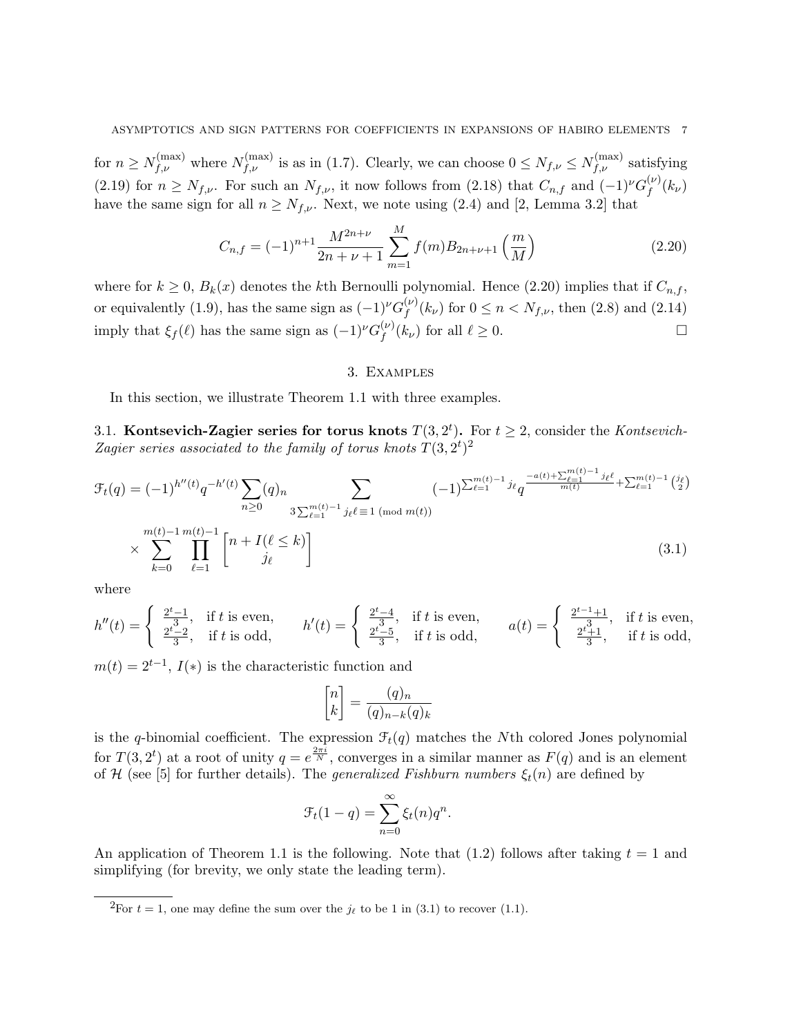for $n \geq N_{f,\nu}^{(\max)}$ where $N_{f,\nu}^{(\max)}$ is as in (1.7). Clearly, we can choose $0 \leq N_{f,\nu} \leq N_{f,\nu}^{(\max)}$ satisfying (2.19) for $n \geq N_{f,\nu}$. For such an $N_{f,\nu}$, it now follows from (2.18) that $C_{n,f}$ and $(-1)^\nu G_f^{(\nu)}(k_\nu)$ have the same sign for all $n \geq N_{f,\nu}$. Next, we note using (2.4) and [2, Lemma 3.2] that

$$C_{n,f} = (-1)^{n+1} \frac{M^{2n+\nu}}{2n+\nu+1} \sum_{m=1}^{M} f(m) B_{2n+\nu+1}\left(\frac{m}{M}\right) \tag{2.20}$$

where for $k \geq 0$, $B_k(x)$ denotes the $k$th Bernoulli polynomial. Hence (2.20) implies that if $C_{n,f}$, or equivalently (1.9), has the same sign as $(-1)^\nu G_f^{(\nu)}(k_\nu)$ for $0 \leq n < N_{f,\nu}$, then (2.8) and (2.14) imply that $\xi_f(\ell)$ has the same sign as $(-1)^\nu G_f^{(\nu)}(k_\nu)$ for all $\ell \geq 0$. □

## 3. Examples

In this section, we illustrate Theorem 1.1 with three examples.

### 3.1. Kontsevich-Zagier series for torus knots $T(3, 2^t)$.

For $t \geq 2$, consider the *Kontsevich-Zagier series associated to the family of torus knots* $T(3, 2^t)$[2]

$$\begin{aligned}\mathcal{F}_t(q) = (-1)^{h''(t)} q^{-h'(t)} \sum_{n \geq 0} (q)_n \sum_{3\sum_{\ell=1}^{m(t)-1} j_\ell \ell \equiv 1 \pmod{m(t)}} (-1)^{\sum_{\ell=1}^{m(t)-1} j_\ell} q^{\frac{-a(t)+\sum_{\ell=1}^{m(t)-1} j_\ell \ell}{m(t)} + \sum_{\ell=1}^{m(t)-1} \binom{j_\ell}{2}} \\ \times \sum_{k=0}^{m(t)-1} \prod_{\ell=1}^{m(t)-1} \begin{bmatrix} n + I(\ell \leq k) \\ j_\ell \end{bmatrix}\end{aligned} \tag{3.1}$$

where

$$h''(t) = \begin{cases} \frac{2^t-1}{3}, & \text{if } t \text{ is even,} \\ \frac{2^t-2}{3}, & \text{if } t \text{ is odd,} \end{cases} \qquad h'(t) = \begin{cases} \frac{2^t-4}{3}, & \text{if } t \text{ is even,} \\ \frac{2^t-5}{3}, & \text{if } t \text{ is odd,} \end{cases} \qquad a(t) = \begin{cases} \frac{2^{t-1}+1}{3}, & \text{if } t \text{ is even,} \\ \frac{2^t+1}{3}, & \text{if } t \text{ is odd,} \end{cases}$$

$m(t) = 2^{t-1}$, $I(*)$ is the characteristic function and

$$\begin{bmatrix} n \\ k \end{bmatrix} = \frac{(q)_n}{(q)_{n-k}(q)_k}$$

is the $q$-binomial coefficient. The expression $\mathcal{F}_t(q)$ matches the $N$th colored Jones polynomial for $T(3, 2^t)$ at a root of unity $q = e^{\frac{2\pi i}{N}}$, converges in a similar manner as $F(q)$ and is an element of $\mathcal{H}$ (see [5] for further details). The *generalized Fishburn numbers* $\xi_t(n)$ are defined by

$$\mathcal{F}_t(1-q) = \sum_{n=0}^{\infty} \xi_t(n) q^n.$$

An application of Theorem 1.1 is the following. Note that (1.2) follows after taking $t = 1$ and simplifying (for brevity, we only state the leading term).

[2]For $t = 1$, one may define the sum over the $j_\ell$ to be 1 in (3.1) to recover (1.1).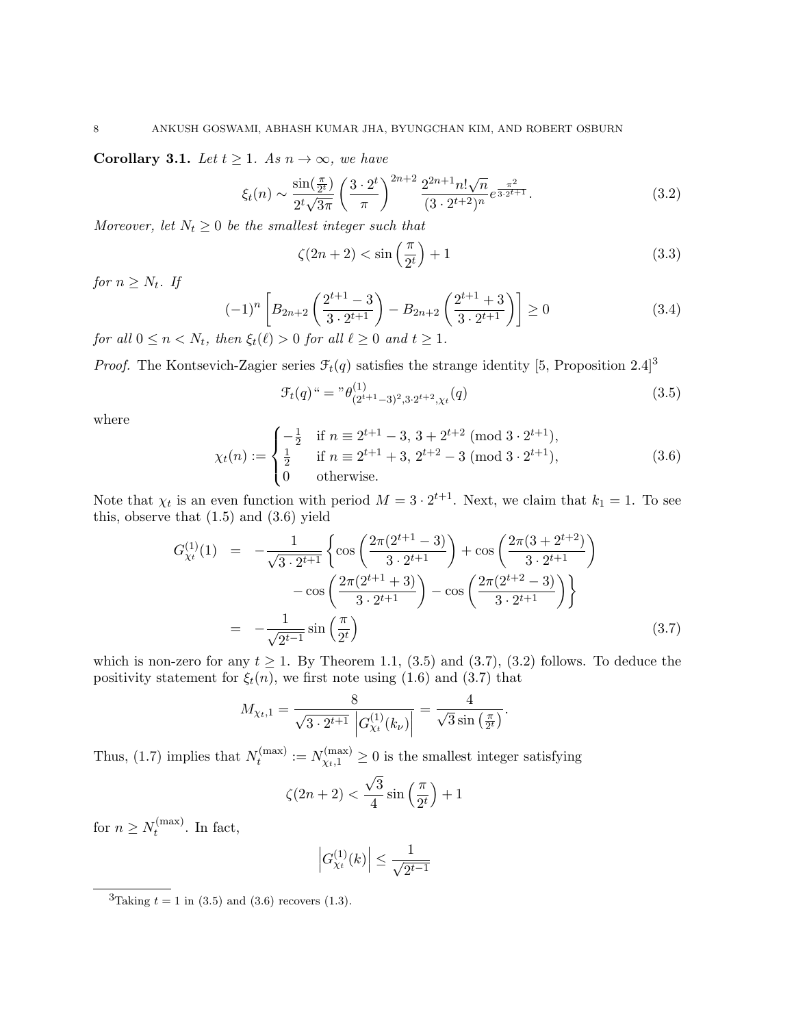**Corollary 3.1.** *Let $t \geq 1$. As $n \to \infty$, we have*

$$\xi_t(n) \sim \frac{\sin(\frac{\pi}{2^t})}{2^t\sqrt{3\pi}} \left(\frac{3 \cdot 2^t}{\pi}\right)^{2n+2} \frac{2^{2n+1} n! \sqrt{n}}{(3 \cdot 2^{t+2})^n} e^{\frac{\pi^2}{3 \cdot 2^{t+1}}}. \tag{3.2}$$

*Moreover, let $N_t \geq 0$ be the smallest integer such that*

$$\zeta(2n+2) < \sin\left(\frac{\pi}{2^t}\right) + 1 \tag{3.3}$$

*for $n \geq N_t$. If*

$$(-1)^n \left[ B_{2n+2}\left(\frac{2^{t+1}-3}{3 \cdot 2^{t+1}}\right) - B_{2n+2}\left(\frac{2^{t+1}+3}{3 \cdot 2^{t+1}}\right) \right] \geq 0 \tag{3.4}$$

*for all $0 \leq n < N_t$, then $\xi_t(\ell) > 0$ for all $\ell \geq 0$ and $t \geq 1$.*

*Proof.* The Kontsevich-Zagier series $\mathcal{F}_t(q)$ satisfies the strange identity [5, Proposition 2.4][3]

$$\mathcal{F}_t(q) \text{``}=\text{''} \theta^{(1)}_{(2^{t+1}-3)^2, 3 \cdot 2^{t+2}, \chi_t}(q) \tag{3.5}$$

where

$$\chi_t(n) := \begin{cases} -\frac{1}{2} & \text{if } n \equiv 2^{t+1}-3,\ 3+2^{t+2} \pmod{3 \cdot 2^{t+1}}, \\ \frac{1}{2} & \text{if } n \equiv 2^{t+1}+3,\ 2^{t+2}-3 \pmod{3 \cdot 2^{t+1}}, \\ 0 & \text{otherwise.} \end{cases} \tag{3.6}$$

Note that $\chi_t$ is an even function with period $M = 3 \cdot 2^{t+1}$. Next, we claim that $k_1 = 1$. To see this, observe that (1.5) and (3.6) yield

$$\begin{aligned} G^{(1)}_{\chi_t}(1) &= -\frac{1}{\sqrt{3 \cdot 2^{t+1}}} \left\{ \cos\left(\frac{2\pi(2^{t+1}-3)}{3 \cdot 2^{t+1}}\right) + \cos\left(\frac{2\pi(3+2^{t+2})}{3 \cdot 2^{t+1}}\right) \right. \\ &\qquad \left. - \cos\left(\frac{2\pi(2^{t+1}+3)}{3 \cdot 2^{t+1}}\right) - \cos\left(\frac{2\pi(2^{t+2}-3)}{3 \cdot 2^{t+1}}\right) \right\} \\ &= -\frac{1}{\sqrt{2^{t-1}}} \sin\left(\frac{\pi}{2^t}\right) \end{aligned} \tag{3.7}$$

which is non-zero for any $t \geq 1$. By Theorem 1.1, (3.5) and (3.7), (3.2) follows. To deduce the positivity statement for $\xi_t(n)$, we first note using (1.6) and (3.7) that

$$M_{\chi_t, 1} = \frac{8}{\sqrt{3 \cdot 2^{t+1}} \left| G^{(1)}_{\chi_t}(k_\nu) \right|} = \frac{4}{\sqrt{3} \sin\left(\frac{\pi}{2^t}\right)}.$$

Thus, (1.7) implies that $N_t^{(\max)} := N_{\chi_t,1}^{(\max)} \geq 0$ is the smallest integer satisfying

$$\zeta(2n+2) < \frac{\sqrt{3}}{4} \sin\left(\frac{\pi}{2^t}\right) + 1$$

for $n \geq N_t^{(\max)}$. In fact,

$$\left| G^{(1)}_{\chi_t}(k) \right| \leq \frac{1}{\sqrt{2^{t-1}}}$$

---

[3] Taking $t = 1$ in (3.5) and (3.6) recovers (1.3).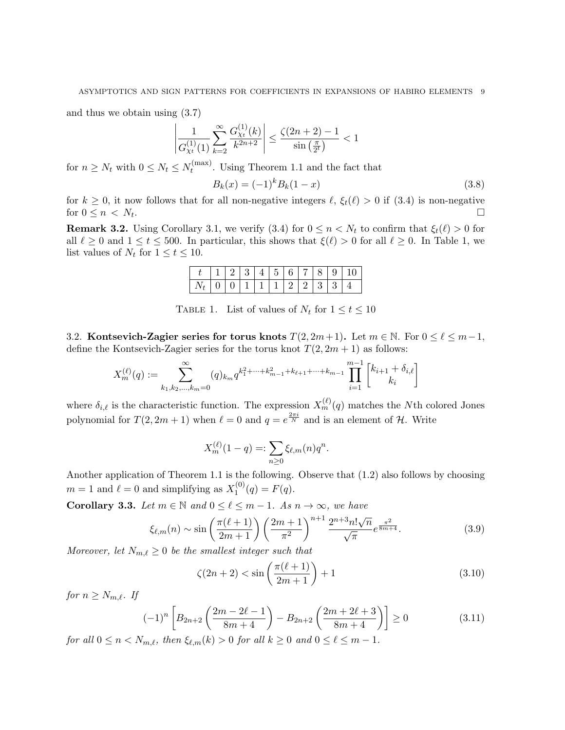and thus we obtain using (3.7)

$$\left| \frac{1}{G_{\chi_t}^{(1)}(1)} \sum_{k=2}^{\infty} \frac{G_{\chi_t}^{(1)}(k)}{k^{2n+2}} \right| \leq \frac{\zeta(2n+2)-1}{\sin\left(\frac{\pi}{2^t}\right)} < 1$$

for $n \geq N_t$ with $0 \leq N_t \leq N_t^{(\max)}$. Using Theorem 1.1 and the fact that

$$B_k(x) = (-1)^k B_k(1-x) \tag{3.8}$$

for $k \geq 0$, it now follows that for all non-negative integers $\ell$, $\xi_t(\ell) > 0$ if (3.4) is non-negative for $0 \leq n < N_t$. $\square$

**Remark 3.2.** Using Corollary 3.1, we verify (3.4) for $0 \leq n < N_t$ to confirm that $\xi_t(\ell) > 0$ for all $\ell \geq 0$ and $1 \leq t \leq 500$. In particular, this shows that $\xi(\ell) > 0$ for all $\ell \geq 0$. In Table 1, we list values of $N_t$ for $1 \leq t \leq 10$.

| $t$ | 1 | 2 | 3 | 4 | 5 | 6 | 7 | 8 | 9 | 10 |
|---|---|---|---|---|---|---|---|---|---|---|
| $N_t$ | 0 | 0 | 1 | 1 | 1 | 2 | 2 | 3 | 3 | 4 |

TABLE 1. List of values of $N_t$ for $1 \leq t \leq 10$

3.2. **Kontsevich-Zagier series for torus knots $T(2, 2m+1)$.** Let $m \in \mathbb{N}$. For $0 \leq \ell \leq m-1$, define the Kontsevich-Zagier series for the torus knot $T(2, 2m+1)$ as follows:

$$X_m^{(\ell)}(q) := \sum_{k_1, k_2, \ldots, k_m = 0}^{\infty} (q)_{k_m} q^{k_1^2 + \cdots + k_{m-1}^2 + k_{\ell+1} + \cdots + k_{m-1}} \prod_{i=1}^{m-1} \begin{bmatrix} k_{i+1} + \delta_{i,\ell} \\ k_i \end{bmatrix}$$

where $\delta_{i,\ell}$ is the characteristic function. The expression $X_m^{(\ell)}(q)$ matches the $N$th colored Jones polynomial for $T(2, 2m+1)$ when $\ell = 0$ and $q = e^{\frac{2\pi i}{N}}$ and is an element of $\mathcal{H}$. Write

$$X_m^{(\ell)}(1-q) =: \sum_{n \geq 0} \xi_{\ell,m}(n) q^n.$$

Another application of Theorem 1.1 is the following. Observe that (1.2) also follows by choosing $m = 1$ and $\ell = 0$ and simplifying as $X_1^{(0)}(q) = F(q)$.

**Corollary 3.3.** *Let $m \in \mathbb{N}$ and $0 \leq \ell \leq m-1$. As $n \to \infty$, we have*

$$\xi_{\ell,m}(n) \sim \sin\left(\frac{\pi(\ell+1)}{2m+1}\right) \left(\frac{2m+1}{\pi^2}\right)^{n+1} \frac{2^{n+3} n! \sqrt{n}}{\sqrt{\pi}} e^{\frac{\pi^2}{8m+4}}. \tag{3.9}$$

*Moreover, let $N_{m,\ell} \geq 0$ be the smallest integer such that*

$$\zeta(2n+2) < \sin\left(\frac{\pi(\ell+1)}{2m+1}\right) + 1 \tag{3.10}$$

*for $n \geq N_{m,\ell}$. If*

$$(-1)^n \left[ B_{2n+2}\left(\frac{2m-2\ell-1}{8m+4}\right) - B_{2n+2}\left(\frac{2m+2\ell+3}{8m+4}\right) \right] \geq 0 \tag{3.11}$$

*for all $0 \leq n < N_{m,\ell}$, then $\xi_{\ell,m}(k) > 0$ for all $k \geq 0$ and $0 \leq \ell \leq m-1$.*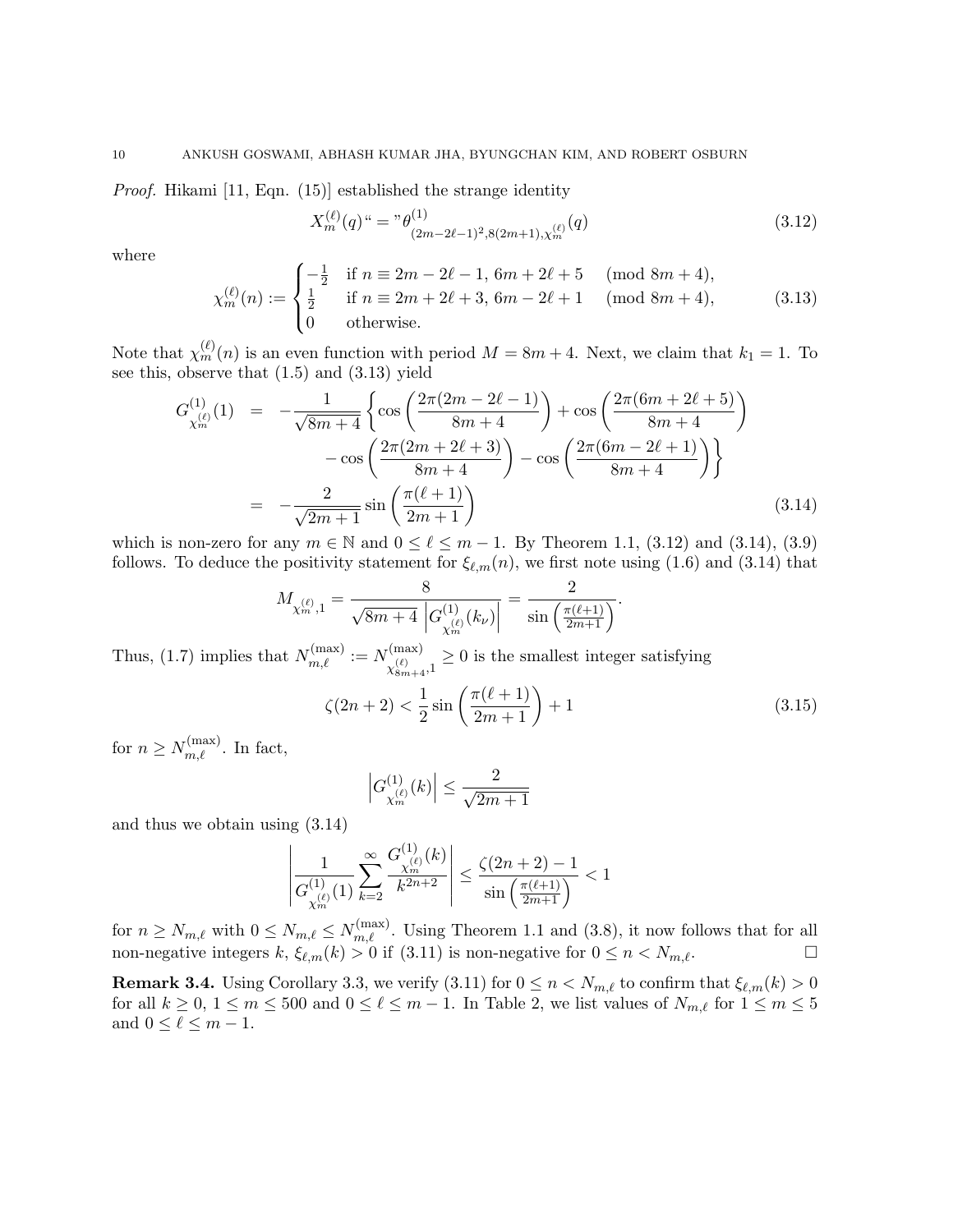*Proof.* Hikami [11, Eqn. (15)] established the strange identity

$$X_m^{(\ell)}(q) \text{``}=\text{''} \theta^{(1)}_{(2m-2\ell-1)^2, 8(2m+1), \chi_m^{(\ell)}}(q) \tag{3.12}$$

where

$$\chi_m^{(\ell)}(n) := \begin{cases} -\frac{1}{2} & \text{if } n \equiv 2m-2\ell-1,\, 6m+2\ell+5 \pmod{8m+4}, \\ \frac{1}{2} & \text{if } n \equiv 2m+2\ell+3,\, 6m-2\ell+1 \pmod{8m+4}, \\ 0 & \text{otherwise.} \end{cases} \tag{3.13}$$

Note that $\chi_m^{(\ell)}(n)$ is an even function with period $M = 8m+4$. Next, we claim that $k_1 = 1$. To see this, observe that (1.5) and (3.13) yield

$$\begin{aligned} G^{(1)}_{\chi_m^{(\ell)}}(1) &= -\frac{1}{\sqrt{8m+4}} \left\{ \cos\left(\frac{2\pi(2m-2\ell-1)}{8m+4}\right) + \cos\left(\frac{2\pi(6m+2\ell+5)}{8m+4}\right) \right. \\ &\qquad \left. - \cos\left(\frac{2\pi(2m+2\ell+3)}{8m+4}\right) - \cos\left(\frac{2\pi(6m-2\ell+1)}{8m+4}\right) \right\} \\ &= -\frac{2}{\sqrt{2m+1}} \sin\left(\frac{\pi(\ell+1)}{2m+1}\right) \end{aligned} \tag{3.14}$$

which is non-zero for any $m \in \mathbb{N}$ and $0 \leq \ell \leq m-1$. By Theorem 1.1, (3.12) and (3.14), (3.9) follows. To deduce the positivity statement for $\xi_{\ell,m}(n)$, we first note using (1.6) and (3.14) that

$$M_{\chi_m^{(\ell)},1} = \frac{8}{\sqrt{8m+4}\left|G^{(1)}_{\chi_m^{(\ell)}}(k_\nu)\right|} = \frac{2}{\sin\left(\frac{\pi(\ell+1)}{2m+1}\right)}.$$

Thus, (1.7) implies that $N_{m,\ell}^{(\max)} := N^{(\max)}_{\chi_{8m+4}^{(\ell)},1} \geq 0$ is the smallest integer satisfying

$$\zeta(2n+2) < \frac{1}{2}\sin\left(\frac{\pi(\ell+1)}{2m+1}\right) + 1 \tag{3.15}$$

for $n \geq N_{m,\ell}^{(\max)}$. In fact,

$$\left|G^{(1)}_{\chi_m^{(\ell)}}(k)\right| \leq \frac{2}{\sqrt{2m+1}}$$

and thus we obtain using (3.14)

$$\left| \frac{1}{G^{(1)}_{\chi_m^{(\ell)}}(1)} \sum_{k=2}^{\infty} \frac{G^{(1)}_{\chi_m^{(\ell)}}(k)}{k^{2n+2}} \right| \leq \frac{\zeta(2n+2)-1}{\sin\left(\frac{\pi(\ell+1)}{2m+1}\right)} < 1$$

for $n \geq N_{m,\ell}$ with $0 \leq N_{m,\ell} \leq N_{m,\ell}^{(\max)}$. Using Theorem 1.1 and (3.8), it now follows that for all non-negative integers $k$, $\xi_{\ell,m}(k) > 0$ if (3.11) is non-negative for $0 \leq n < N_{m,\ell}$. □

**Remark 3.4.** Using Corollary 3.3, we verify (3.11) for $0 \leq n < N_{m,\ell}$ to confirm that $\xi_{\ell,m}(k) > 0$ for all $k \geq 0$, $1 \leq m \leq 500$ and $0 \leq \ell \leq m-1$. In Table 2, we list values of $N_{m,\ell}$ for $1 \leq m \leq 5$ and $0 \leq \ell \leq m-1$.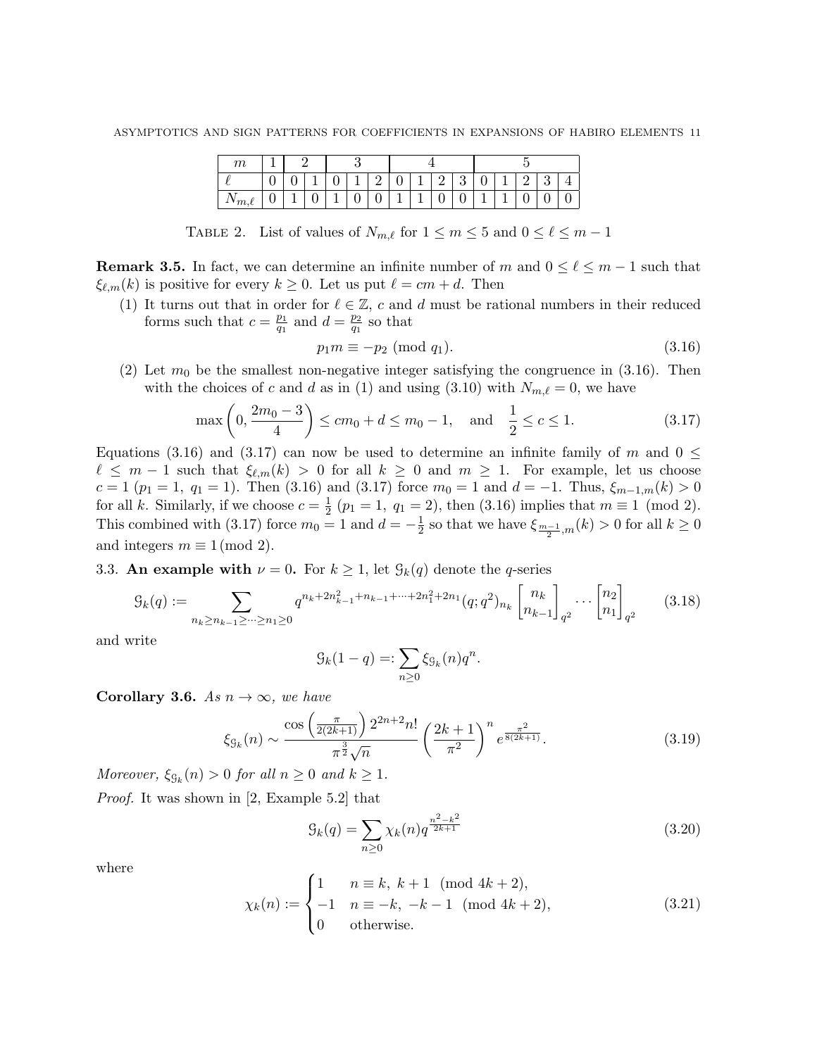| $m$ | 1 | 2 | | 3 | | | 4 | | | | 5 | | | | |
|---|---|---|---|---|---|---|---|---|---|---|---|---|---|---|---|
| $\ell$ | 0 | 0 | 1 | 0 | 1 | 2 | 0 | 1 | 2 | 3 | 0 | 1 | 2 | 3 | 4 |
| $N_{m,\ell}$ | 0 | 1 | 0 | 1 | 0 | 0 | 1 | 1 | 0 | 0 | 1 | 1 | 0 | 0 | 0 |

Table 2. List of values of $N_{m,\ell}$ for $1 \leq m \leq 5$ and $0 \leq \ell \leq m-1$

**Remark 3.5.** In fact, we can determine an infinite number of $m$ and $0 \leq \ell \leq m-1$ such that $\xi_{\ell,m}(k)$ is positive for every $k \geq 0$. Let us put $\ell = cm + d$. Then

1. It turns out that in order for $\ell \in \mathbb{Z}$, $c$ and $d$ must be rational numbers in their reduced forms such that $c = \frac{p_1}{q_1}$ and $d = \frac{p_2}{q_1}$ so that
$$p_1 m \equiv -p_2 \pmod{q_1}. \tag{3.16}$$
2. Let $m_0$ be the smallest non-negative integer satisfying the congruence in (3.16). Then with the choices of $c$ and $d$ as in (1) and using (3.10) with $N_{m,\ell} = 0$, we have
$$\max\left(0, \frac{2m_0 - 3}{4}\right) \leq cm_0 + d \leq m_0 - 1, \quad \text{and} \quad \frac{1}{2} \leq c \leq 1. \tag{3.17}$$

Equations (3.16) and (3.17) can now be used to determine an infinite family of $m$ and $0 \leq \ell \leq m-1$ such that $\xi_{\ell,m}(k) > 0$ for all $k \geq 0$ and $m \geq 1$. For example, let us choose $c = 1$ ($p_1 = 1$, $q_1 = 1$). Then (3.16) and (3.17) force $m_0 = 1$ and $d = -1$. Thus, $\xi_{m-1,m}(k) > 0$ for all $k$. Similarly, if we choose $c = \frac{1}{2}$ ($p_1 = 1$, $q_1 = 2$), then (3.16) implies that $m \equiv 1 \pmod 2$. This combined with (3.17) force $m_0 = 1$ and $d = -\frac{1}{2}$ so that we have $\xi_{\frac{m-1}{2},m}(k) > 0$ for all $k \geq 0$ and integers $m \equiv 1 \pmod 2$.

### 3.3. An example with $\nu = 0$.

For $k \geq 1$, let $\mathcal{G}_k(q)$ denote the $q$-series
$$\mathcal{G}_k(q) := \sum_{n_k \geq n_{k-1} \geq \cdots \geq n_1 \geq 0} q^{n_k + 2n_{k-1}^2 + n_{k-1} + \cdots + 2n_1^2 + 2n_1} (q;q^2)_{n_k} \begin{bmatrix} n_k \\ n_{k-1} \end{bmatrix}_{q^2} \cdots \begin{bmatrix} n_2 \\ n_1 \end{bmatrix}_{q^2} \tag{3.18}$$
and write
$$\mathcal{G}_k(1-q) =: \sum_{n \geq 0} \xi_{\mathcal{G}_k}(n) q^n.$$

**Corollary 3.6.** *As $n \to \infty$, we have*
$$\xi_{\mathcal{G}_k}(n) \sim \frac{\cos\left(\frac{\pi}{2(2k+1)}\right) 2^{2n+2} n!}{\pi^{\frac{3}{2}} \sqrt{n}} \left(\frac{2k+1}{\pi^2}\right)^n e^{\frac{\pi^2}{8(2k+1)}}. \tag{3.19}$$
*Moreover, $\xi_{\mathcal{G}_k}(n) > 0$ for all $n \geq 0$ and $k \geq 1$.*

*Proof.* It was shown in [2, Example 5.2] that
$$\mathcal{G}_k(q) = \sum_{n \geq 0} \chi_k(n) q^{\frac{n^2 - k^2}{2k+1}} \tag{3.20}$$
where
$$\chi_k(n) := \begin{cases} 1 & n \equiv k,\ k+1 \pmod{4k+2}, \\ -1 & n \equiv -k,\ -k-1 \pmod{4k+2}, \\ 0 & \text{otherwise}. \end{cases} \tag{3.21}$$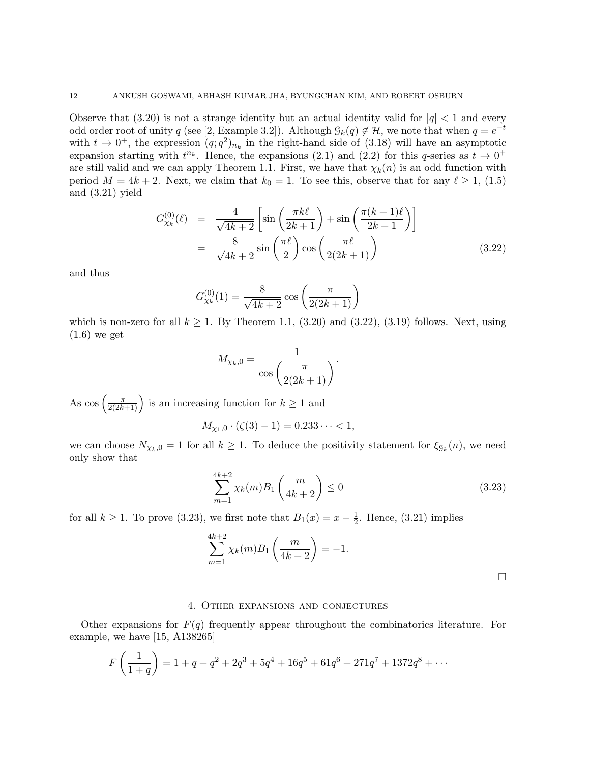Observe that (3.20) is not a strange identity but an actual identity valid for $|q| < 1$ and every odd order root of unity $q$ (see [2, Example 3.2]). Although $\mathcal{G}_k(q) \notin \mathcal{H}$, we note that when $q = e^{-t}$ with $t \to 0^+$, the expression $(q;q^2)_{n_k}$ in the right-hand side of (3.18) will have an asymptotic expansion starting with $t^{n_k}$. Hence, the expansions (2.1) and (2.2) for this $q$-series as $t \to 0^+$ are still valid and we can apply Theorem 1.1. First, we have that $\chi_k(n)$ is an odd function with period $M = 4k+2$. Next, we claim that $k_0 = 1$. To see this, observe that for any $\ell \geq 1$, (1.5) and (3.21) yield

$$
\begin{aligned}
G_{\chi_k}^{(0)}(\ell) &= \frac{4}{\sqrt{4k+2}} \left[ \sin\left(\frac{\pi k \ell}{2k+1}\right) + \sin\left(\frac{\pi(k+1)\ell}{2k+1}\right) \right] \\
&= \frac{8}{\sqrt{4k+2}} \sin\left(\frac{\pi \ell}{2}\right) \cos\left(\frac{\pi \ell}{2(2k+1)}\right)
\end{aligned}
\tag{3.22}
$$

and thus

$$
G_{\chi_k}^{(0)}(1) = \frac{8}{\sqrt{4k+2}} \cos\left(\frac{\pi}{2(2k+1)}\right)
$$

which is non-zero for all $k \geq 1$. By Theorem 1.1, (3.20) and (3.22), (3.19) follows. Next, using (1.6) we get

$$
M_{\chi_k,0} = \frac{1}{\cos\left(\dfrac{\pi}{2(2k+1)}\right)}.
$$

As $\cos\left(\frac{\pi}{2(2k+1)}\right)$ is an increasing function for $k \geq 1$ and

$$
M_{\chi_1,0} \cdot (\zeta(3) - 1) = 0.233\cdots < 1,
$$

we can choose $N_{\chi_k,0} = 1$ for all $k \geq 1$. To deduce the positivity statement for $\xi_{\mathcal{G}_k}(n)$, we need only show that

$$
\sum_{m=1}^{4k+2} \chi_k(m) B_1\left(\frac{m}{4k+2}\right) \leq 0 \tag{3.23}
$$

for all $k \geq 1$. To prove (3.23), we first note that $B_1(x) = x - \frac{1}{2}$. Hence, (3.21) implies

$$
\sum_{m=1}^{4k+2} \chi_k(m) B_1\left(\frac{m}{4k+2}\right) = -1.
$$

□

## 4. Other expansions and conjectures

Other expansions for $F(q)$ frequently appear throughout the combinatorics literature. For example, we have [15, A138265]

$$
F\left(\frac{1}{1+q}\right) = 1 + q + q^2 + 2q^3 + 5q^4 + 16q^5 + 61q^6 + 271q^7 + 1372q^8 + \cdots
$$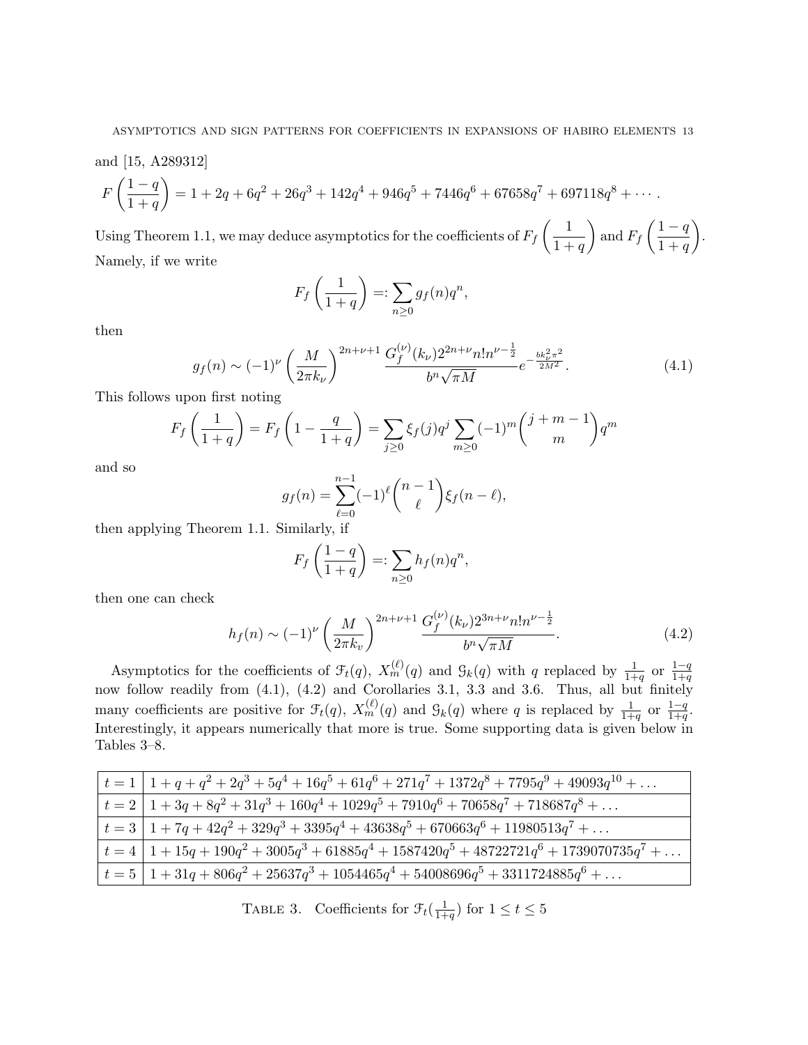and [15, A289312]

$$F\left(\frac{1-q}{1+q}\right) = 1 + 2q + 6q^2 + 26q^3 + 142q^4 + 946q^5 + 7446q^6 + 67658q^7 + 697118q^8 + \cdots.$$

Using Theorem 1.1, we may deduce asymptotics for the coefficients of $F_f\left(\frac{1}{1+q}\right)$ and $F_f\left(\frac{1-q}{1+q}\right)$. Namely, if we write

$$F_f\left(\frac{1}{1+q}\right) =: \sum_{n\geq 0} g_f(n)q^n,$$

then

$$g_f(n) \sim (-1)^\nu \left(\frac{M}{2\pi k_\nu}\right)^{2n+\nu+1} \frac{G_f^{(\nu)}(k_\nu)2^{2n+\nu}n!n^{\nu-\frac{1}{2}}}{b^n\sqrt{\pi M}} e^{-\frac{bk_\nu^2\pi^2}{2M^2}}. \tag{4.1}$$

This follows upon first noting

$$F_f\left(\frac{1}{1+q}\right) = F_f\left(1 - \frac{q}{1+q}\right) = \sum_{j\geq 0} \xi_f(j)q^j \sum_{m\geq 0}(-1)^m\binom{j+m-1}{m}q^m$$

and so

$$g_f(n) = \sum_{\ell=0}^{n-1}(-1)^\ell\binom{n-1}{\ell}\xi_f(n-\ell),$$

then applying Theorem 1.1. Similarly, if

$$F_f\left(\frac{1-q}{1+q}\right) =: \sum_{n\geq 0} h_f(n)q^n,$$

then one can check

$$h_f(n) \sim (-1)^\nu \left(\frac{M}{2\pi k_v}\right)^{2n+\nu+1} \frac{G_f^{(\nu)}(k_\nu)2^{3n+\nu}n!n^{\nu-\frac{1}{2}}}{b^n\sqrt{\pi M}}. \tag{4.2}$$

Asymptotics for the coefficients of $\mathcal{F}_t(q)$, $X_m^{(\ell)}(q)$ and $\mathcal{G}_k(q)$ with $q$ replaced by $\frac{1}{1+q}$ or $\frac{1-q}{1+q}$ now follow readily from (4.1), (4.2) and Corollaries 3.1, 3.3 and 3.6. Thus, all but finitely many coefficients are positive for $\mathcal{F}_t(q)$, $X_m^{(\ell)}(q)$ and $\mathcal{G}_k(q)$ where $q$ is replaced by $\frac{1}{1+q}$ or $\frac{1-q}{1+q}$. Interestingly, it appears numerically that more is true. Some supporting data is given below in Tables 3–8.

| | |
|---|---|
| $t=1$ | $1 + q + q^2 + 2q^3 + 5q^4 + 16q^5 + 61q^6 + 271q^7 + 1372q^8 + 7795q^9 + 49093q^{10} + \ldots$ |
| $t=2$ | $1 + 3q + 8q^2 + 31q^3 + 160q^4 + 1029q^5 + 7910q^6 + 70658q^7 + 718687q^8 + \ldots$ |
| $t=3$ | $1 + 7q + 42q^2 + 329q^3 + 3395q^4 + 43638q^5 + 670663q^6 + 11980513q^7 + \ldots$ |
| $t=4$ | $1 + 15q + 190q^2 + 3005q^3 + 61885q^4 + 1587420q^5 + 48722721q^6 + 1739070735q^7 + \ldots$ |
| $t=5$ | $1 + 31q + 806q^2 + 25637q^3 + 1054465q^4 + 54008696q^5 + 3311724885q^6 + \ldots$ |

Table 3. Coefficients for $\mathcal{F}_t(\frac{1}{1+q})$ for $1 \leq t \leq 5$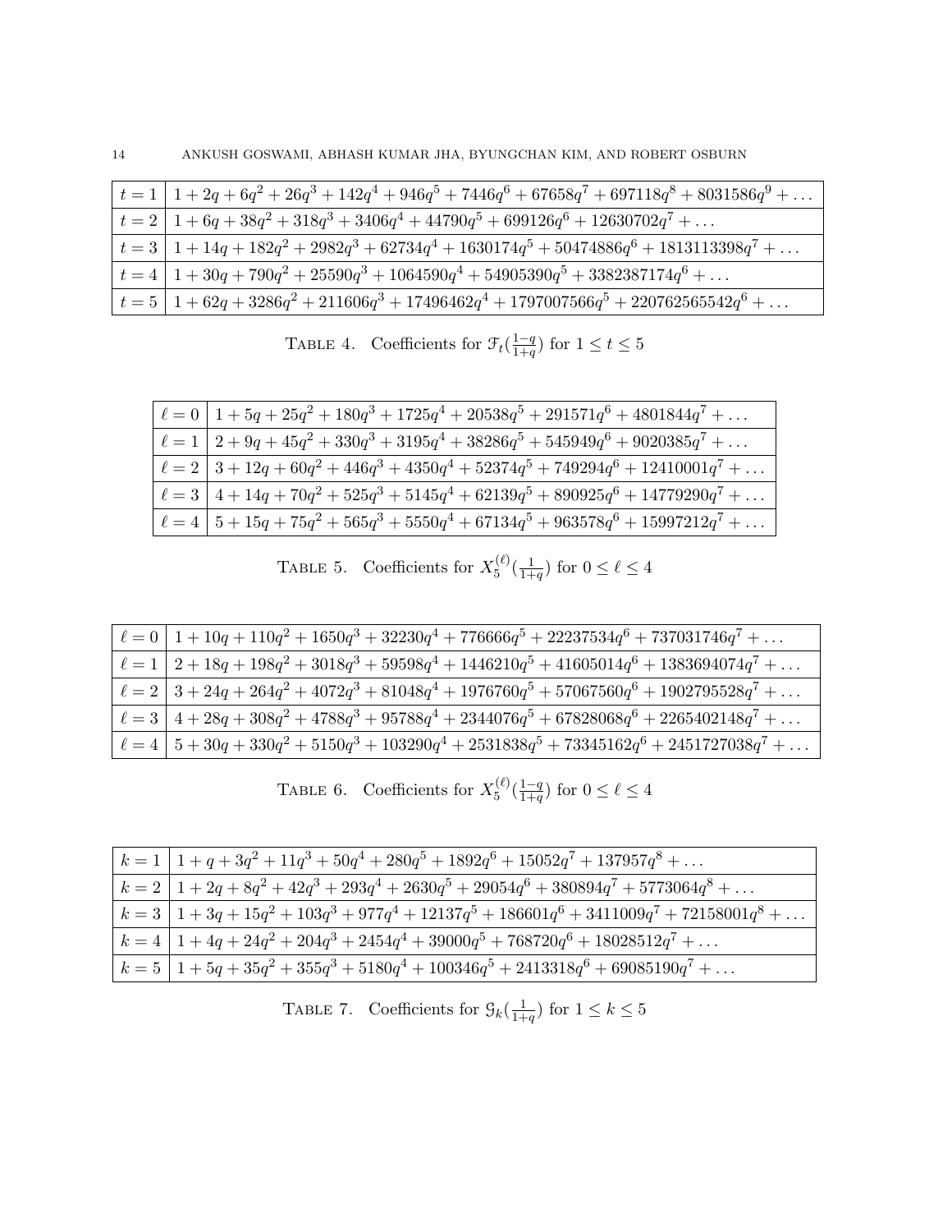| | |
|---|---|
| $t = 1$ | $1 + 2q + 6q^2 + 26q^3 + 142q^4 + 946q^5 + 7446q^6 + 67658q^7 + 697118q^8 + 8031586q^9 + \dots$ |
| $t = 2$ | $1 + 6q + 38q^2 + 318q^3 + 3406q^4 + 44790q^5 + 699126q^6 + 12630702q^7 + \dots$ |
| $t = 3$ | $1 + 14q + 182q^2 + 2982q^3 + 62734q^4 + 1630174q^5 + 50474886q^6 + 1813113398q^7 + \dots$ |
| $t = 4$ | $1 + 30q + 790q^2 + 25590q^3 + 1064590q^4 + 54905390q^5 + 3382387174q^6 + \dots$ |
| $t = 5$ | $1 + 62q + 3286q^2 + 211606q^3 + 17496462q^4 + 1797007566q^5 + 220762565542q^6 + \dots$ |

TABLE 4. Coefficients for $\mathcal{F}_t(\frac{1-q}{1+q})$ for $1 \leq t \leq 5$

| | |
|---|---|
| $\ell = 0$ | $1 + 5q + 25q^2 + 180q^3 + 1725q^4 + 20538q^5 + 291571q^6 + 4801844q^7 + \dots$ |
| $\ell = 1$ | $2 + 9q + 45q^2 + 330q^3 + 3195q^4 + 38286q^5 + 545949q^6 + 9020385q^7 + \dots$ |
| $\ell = 2$ | $3 + 12q + 60q^2 + 446q^3 + 4350q^4 + 52374q^5 + 749294q^6 + 12410001q^7 + \dots$ |
| $\ell = 3$ | $4 + 14q + 70q^2 + 525q^3 + 5145q^4 + 62139q^5 + 890925q^6 + 14779290q^7 + \dots$ |
| $\ell = 4$ | $5 + 15q + 75q^2 + 565q^3 + 5550q^4 + 67134q^5 + 963578q^6 + 15997212q^7 + \dots$ |

TABLE 5. Coefficients for $X_5^{(\ell)}(\frac{1}{1+q})$ for $0 \leq \ell \leq 4$

| | |
|---|---|
| $\ell = 0$ | $1 + 10q + 110q^2 + 1650q^3 + 32230q^4 + 776666q^5 + 22237534q^6 + 737031746q^7 + \dots$ |
| $\ell = 1$ | $2 + 18q + 198q^2 + 3018q^3 + 59598q^4 + 1446210q^5 + 41605014q^6 + 1383694074q^7 + \dots$ |
| $\ell = 2$ | $3 + 24q + 264q^2 + 4072q^3 + 81048q^4 + 1976760q^5 + 57067560q^6 + 1902795528q^7 + \dots$ |
| $\ell = 3$ | $4 + 28q + 308q^2 + 4788q^3 + 95788q^4 + 2344076q^5 + 67828068q^6 + 2265402148q^7 + \dots$ |
| $\ell = 4$ | $5 + 30q + 330q^2 + 5150q^3 + 103290q^4 + 2531838q^5 + 73345162q^6 + 2451727038q^7 + \dots$ |

TABLE 6. Coefficients for $X_5^{(\ell)}(\frac{1-q}{1+q})$ for $0 \leq \ell \leq 4$

| | |
|---|---|
| $k = 1$ | $1 + q + 3q^2 + 11q^3 + 50q^4 + 280q^5 + 1892q^6 + 15052q^7 + 137957q^8 + \dots$ |
| $k = 2$ | $1 + 2q + 8q^2 + 42q^3 + 293q^4 + 2630q^5 + 29054q^6 + 380894q^7 + 5773064q^8 + \dots$ |
| $k = 3$ | $1 + 3q + 15q^2 + 103q^3 + 977q^4 + 12137q^5 + 186601q^6 + 3411009q^7 + 72158001q^8 + \dots$ |
| $k = 4$ | $1 + 4q + 24q^2 + 204q^3 + 2454q^4 + 39000q^5 + 768720q^6 + 18028512q^7 + \dots$ |
| $k = 5$ | $1 + 5q + 35q^2 + 355q^3 + 5180q^4 + 100346q^5 + 2413318q^6 + 69085190q^7 + \dots$ |

TABLE 7. Coefficients for $\mathcal{G}_k(\frac{1}{1+q})$ for $1 \leq k \leq 5$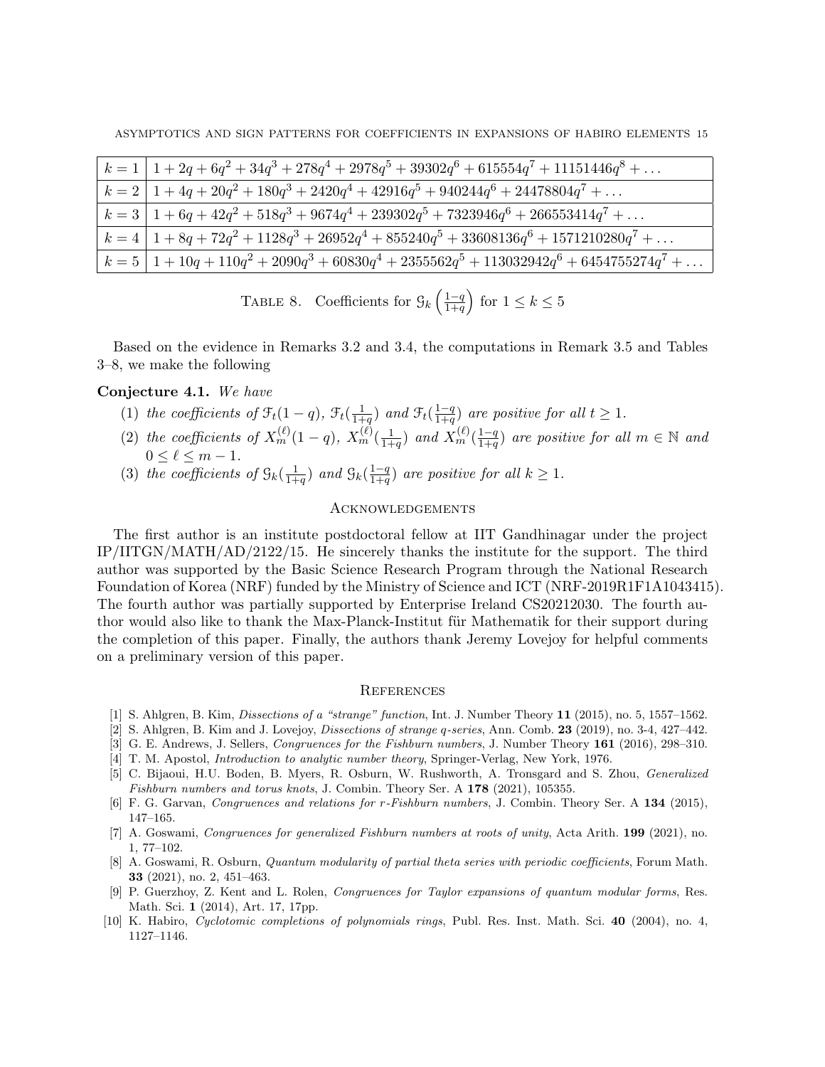| | |
|---|---|
| $k=1$ | $1+2q+6q^2+34q^3+278q^4+2978q^5+39302q^6+615554q^7+11151446q^8+\dots$ |
| $k=2$ | $1+4q+20q^2+180q^3+2420q^4+42916q^5+940244q^6+24478804q^7+\dots$ |
| $k=3$ | $1+6q+42q^2+518q^3+9674q^4+239302q^5+7323946q^6+266553414q^7+\dots$ |
| $k=4$ | $1+8q+72q^2+1128q^3+26952q^4+855240q^5+33608136q^6+1571210280q^7+\dots$ |
| $k=5$ | $1+10q+110q^2+2090q^3+60830q^4+2355562q^5+113032942q^6+6454755274q^7+\dots$ |

TABLE 8. Coefficients for $\mathcal{G}_k\left(\frac{1-q}{1+q}\right)$ for $1 \leq k \leq 5$

Based on the evidence in Remarks 3.2 and 3.4, the computations in Remark 3.5 and Tables 3–8, we make the following

**Conjecture 4.1.** *We have*

1. *the coefficients of $\mathcal{F}_t(1-q)$, $\mathcal{F}_t(\frac{1}{1+q})$ and $\mathcal{F}_t(\frac{1-q}{1+q})$ are positive for all $t \geq 1$.*
2. *the coefficients of $X_m^{(\ell)}(1-q)$, $X_m^{(\ell)}(\frac{1}{1+q})$ and $X_m^{(\ell)}(\frac{1-q}{1+q})$ are positive for all $m \in \mathbb{N}$ and $0 \leq \ell \leq m-1$.*
3. *the coefficients of $\mathcal{G}_k(\frac{1}{1+q})$ and $\mathcal{G}_k(\frac{1-q}{1+q})$ are positive for all $k \geq 1$.*

## Acknowledgements

The first author is an institute postdoctoral fellow at IIT Gandhinagar under the project IP/IITGN/MATH/AD/2122/15. He sincerely thanks the institute for the support. The third author was supported by the Basic Science Research Program through the National Research Foundation of Korea (NRF) funded by the Ministry of Science and ICT (NRF-2019R1F1A1043415). The fourth author was partially supported by Enterprise Ireland CS20212030. The fourth author would also like to thank the Max-Planck-Institut für Mathematik for their support during the completion of this paper. Finally, the authors thank Jeremy Lovejoy for helpful comments on a preliminary version of this paper.

## References

[1] S. Ahlgren, B. Kim, *Dissections of a "strange" function*, Int. J. Number Theory **11** (2015), no. 5, 1557–1562.

[2] S. Ahlgren, B. Kim and J. Lovejoy, *Dissections of strange q-series*, Ann. Comb. **23** (2019), no. 3-4, 427–442.

[3] G. E. Andrews, J. Sellers, *Congruences for the Fishburn numbers*, J. Number Theory **161** (2016), 298–310.

[4] T. M. Apostol, *Introduction to analytic number theory*, Springer-Verlag, New York, 1976.

[5] C. Bijaoui, H.U. Boden, B. Myers, R. Osburn, W. Rushworth, A. Tronsgard and S. Zhou, *Generalized Fishburn numbers and torus knots*, J. Combin. Theory Ser. A **178** (2021), 105355.

[6] F. G. Garvan, *Congruences and relations for r-Fishburn numbers*, J. Combin. Theory Ser. A **134** (2015), 147–165.

[7] A. Goswami, *Congruences for generalized Fishburn numbers at roots of unity*, Acta Arith. **199** (2021), no. 1, 77–102.

[8] A. Goswami, R. Osburn, *Quantum modularity of partial theta series with periodic coefficients*, Forum Math. **33** (2021), no. 2, 451–463.

[9] P. Guerzhoy, Z. Kent and L. Rolen, *Congruences for Taylor expansions of quantum modular forms*, Res. Math. Sci. **1** (2014), Art. 17, 17pp.

[10] K. Habiro, *Cyclotomic completions of polynomials rings*, Publ. Res. Inst. Math. Sci. **40** (2004), no. 4, 1127–1146.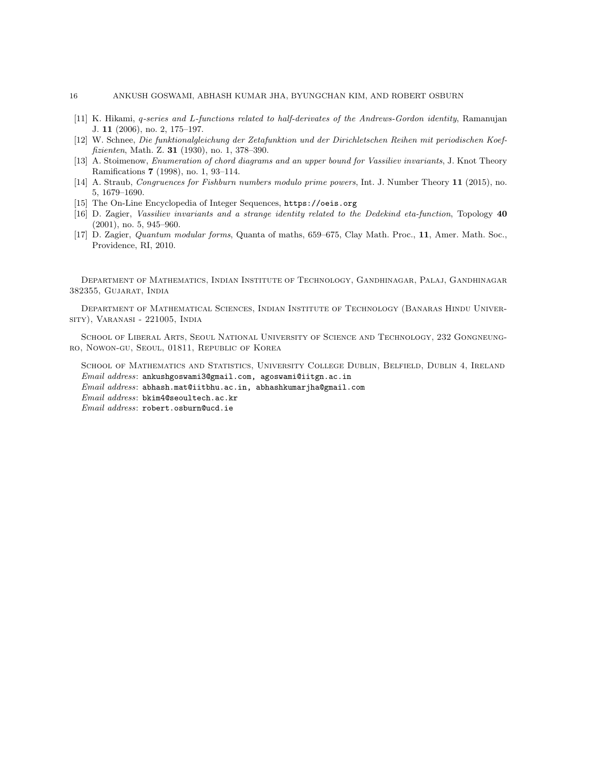[11] K. Hikami, *q-series and L-functions related to half-derivates of the Andrews-Gordon identity*, Ramanujan J. **11** (2006), no. 2, 175–197.

[12] W. Schnee, *Die funktionalgleichung der Zetafunktion und der Dirichletschen Reihen mit periodischen Koeffizienten*, Math. Z. **31** (1930), no. 1, 378–390.

[13] A. Stoimenow, *Enumeration of chord diagrams and an upper bound for Vassiliev invariants*, J. Knot Theory Ramifications **7** (1998), no. 1, 93–114.

[14] A. Straub, *Congruences for Fishburn numbers modulo prime powers*, Int. J. Number Theory **11** (2015), no. 5, 1679–1690.

[15] The On-Line Encyclopedia of Integer Sequences, `https://oeis.org`

[16] D. Zagier, *Vassiliev invariants and a strange identity related to the Dedekind eta-function*, Topology **40** (2001), no. 5, 945–960.

[17] D. Zagier, *Quantum modular forms*, Quanta of maths, 659–675, Clay Math. Proc., **11**, Amer. Math. Soc., Providence, RI, 2010.

Department of Mathematics, Indian Institute of Technology, Gandhinagar, Palaj, Gandhinagar 382355, Gujarat, India

Department of Mathematical Sciences, Indian Institute of Technology (Banaras Hindu University), Varanasi - 221005, India

School of Liberal Arts, Seoul National University of Science and Technology, 232 Gongneung-ro, Nowon-gu, Seoul, 01811, Republic of Korea

School of Mathematics and Statistics, University College Dublin, Belfield, Dublin 4, Ireland

*Email address*: `ankushgoswami3@gmail.com, agoswami@iitgn.ac.in`

*Email address*: `abhash.mat@iitbhu.ac.in, abhashkumarjha@gmail.com`

*Email address*: `bkim4@seoultech.ac.kr`

*Email address*: `robert.osburn@ucd.ie`